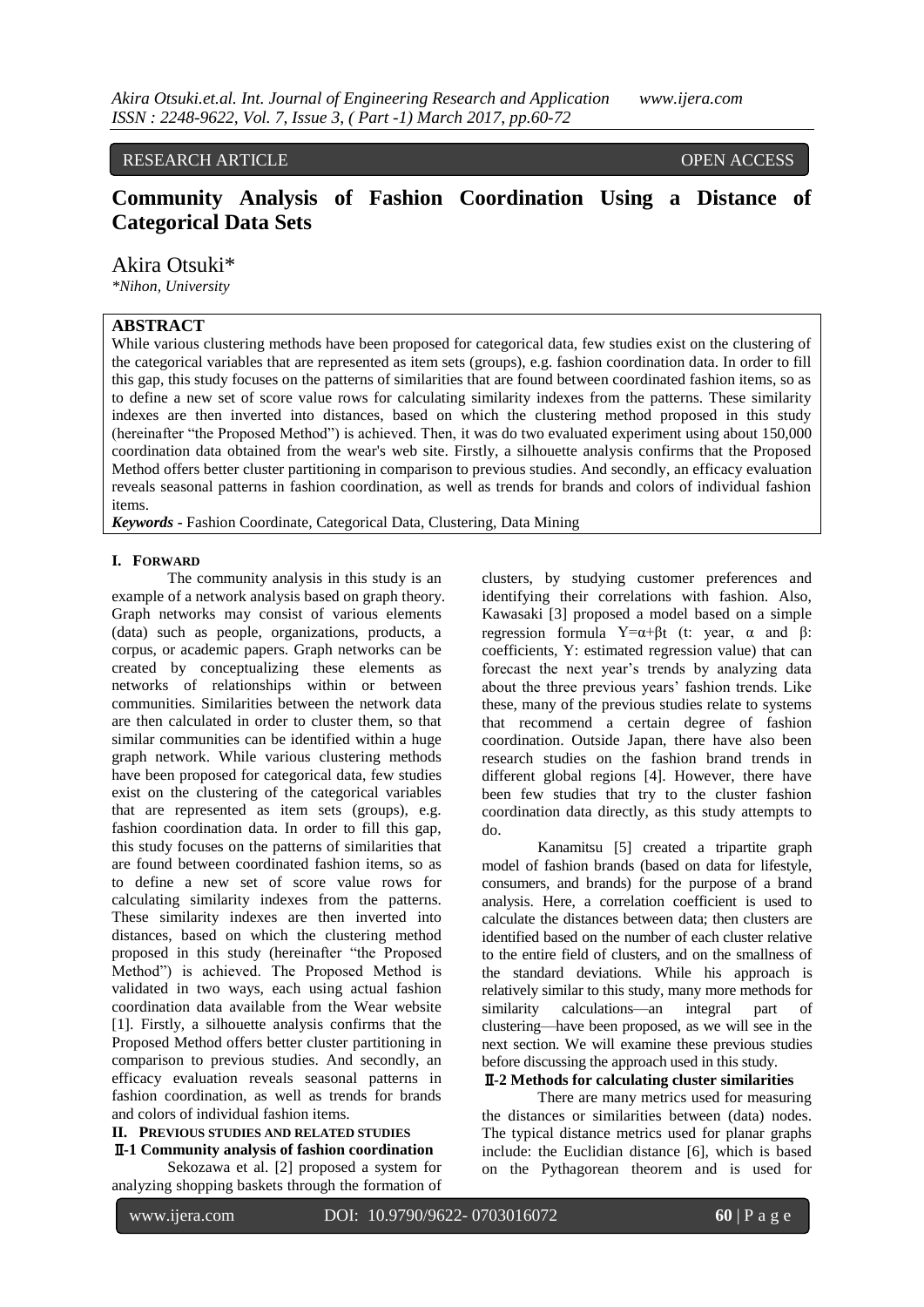RESEARCH ARTICLE OPEN ACCESS

# Community Analysis of Fashion Coordination Using a Distance of Categorical Data Sets

Akira Otsuki*

*Nihon, University*

## ABSTRACT

While various clustering methods have been proposed for categorical data, few studies exist on the clustering of the categorical variables that are represented as item sets (groups), e.g. fashion coordination data. In order to fill this gap, this study focuses on the patterns of similarities that are found between coordinated fashion items, so as to define a new set of score value rows for calculating similarity indexes from the patterns. These similarity indexes are then inverted into distances, based on which the clustering method proposed in this study (hereinafter "the Proposed Method") is achieved. Then, it was do two evaluated experiment using about 150,000 coordination data obtained from the wear's web site. Firstly, a silhouette analysis confirms that the Proposed Method offers better cluster partitioning in comparison to previous studies. And secondly, an efficacy evaluation reveals seasonal patterns in fashion coordination, as well as trends for brands and colors of individual fashion items.

***Keywords*** **-** Fashion Coordinate, Categorical Data, Clustering, Data Mining

## I. Forward

The community analysis in this study is an example of a network analysis based on graph theory. Graph networks may consist of various elements (data) such as people, organizations, products, a corpus, or academic papers. Graph networks can be created by conceptualizing these elements as networks of relationships within or between communities. Similarities between the network data are then calculated in order to cluster them, so that similar communities can be identified within a huge graph network. While various clustering methods have been proposed for categorical data, few studies exist on the clustering of the categorical variables that are represented as item sets (groups), e.g. fashion coordination data. In order to fill this gap, this study focuses on the patterns of similarities that are found between coordinated fashion items, so as to define a new set of score value rows for calculating similarity indexes from the patterns. These similarity indexes are then inverted into distances, based on which the clustering method proposed in this study (hereinafter "the Proposed Method") is achieved. The Proposed Method is validated in two ways, each using actual fashion coordination data available from the Wear website [1]. Firstly, a silhouette analysis confirms that the Proposed Method offers better cluster partitioning in comparison to previous studies. And secondly, an efficacy evaluation reveals seasonal patterns in fashion coordination, as well as trends for brands and colors of individual fashion items.

## II. Previous studies and related studies

### Ⅱ-1 Community analysis of fashion coordination

Sekozawa et al. [2] proposed a system for analyzing shopping baskets through the formation of clusters, by studying customer preferences and identifying their correlations with fashion. Also, Kawasaki [3] proposed a model based on a simple regression formula $Y=\alpha+\beta t$ (t: year, $\alpha$ and $\beta$: coefficients, Y: estimated regression value) that can forecast the next year's trends by analyzing data about the three previous years' fashion trends. Like these, many of the previous studies relate to systems that recommend a certain degree of fashion coordination. Outside Japan, there have also been research studies on the fashion brand trends in different global regions [4]. However, there have been few studies that try to the cluster fashion coordination data directly, as this study attempts to do.

Kanamitsu [5] created a tripartite graph model of fashion brands (based on data for lifestyle, consumers, and brands) for the purpose of a brand analysis. Here, a correlation coefficient is used to calculate the distances between data; then clusters are identified based on the number of each cluster relative to the entire field of clusters, and on the smallness of the standard deviations. While his approach is relatively similar to this study, many more methods for similarity calculations—an integral part of clustering—have been proposed, as we will see in the next section. We will examine these previous studies before discussing the approach used in this study.

### Ⅱ-2 Methods for calculating cluster similarities

There are many metrics used for measuring the distances or similarities between (data) nodes. The typical distance metrics used for planar graphs include: the Euclidian distance [6], which is based on the Pythagorean theorem and is used for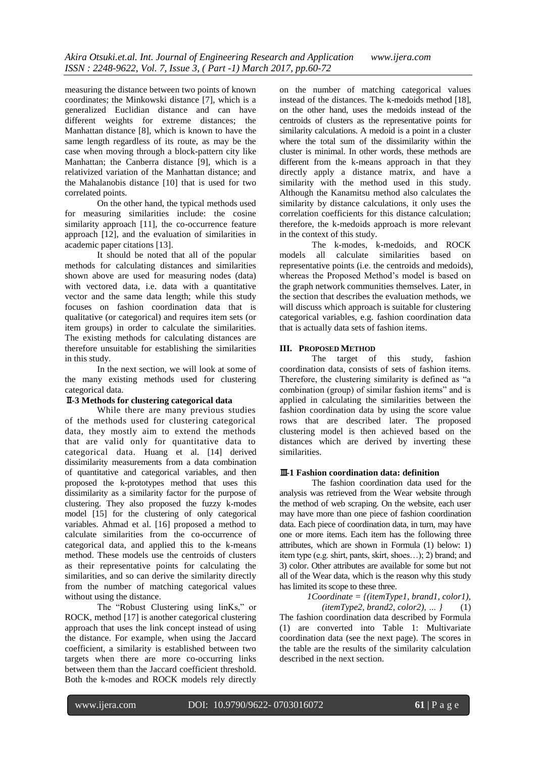measuring the distance between two points of known coordinates; the Minkowski distance [7], which is a generalized Euclidian distance and can have different weights for extreme distances; the Manhattan distance [8], which is known to have the same length regardless of its route, as may be the case when moving through a block-pattern city like Manhattan; the Canberra distance [9], which is a relativized variation of the Manhattan distance; and the Mahalanobis distance [10] that is used for two correlated points.

On the other hand, the typical methods used for measuring similarities include: the cosine similarity approach [11], the co-occurrence feature approach [12], and the evaluation of similarities in academic paper citations [13].

It should be noted that all of the popular methods for calculating distances and similarities shown above are used for measuring nodes (data) with vectored data, i.e. data with a quantitative vector and the same data length; while this study focuses on fashion coordination data that is qualitative (or categorical) and requires item sets (or item groups) in order to calculate the similarities. The existing methods for calculating distances are therefore unsuitable for establishing the similarities in this study.

In the next section, we will look at some of the many existing methods used for clustering categorical data.

### Ⅱ-3 Methods for clustering categorical data

While there are many previous studies of the methods used for clustering categorical data, they mostly aim to extend the methods that are valid only for quantitative data to categorical data. Huang et al. [14] derived dissimilarity measurements from a data combination of quantitative and categorical variables, and then proposed the k-prototypes method that uses this dissimilarity as a similarity factor for the purpose of clustering. They also proposed the fuzzy k-modes model [15] for the clustering of only categorical variables. Ahmad et al. [16] proposed a method to calculate similarities from the co-occurrence of categorical data, and applied this to the k-means method. These models use the centroids of clusters as their representative points for calculating the similarities, and so can derive the similarity directly from the number of matching categorical values without using the distance.

The "Robust Clustering using linKs," or ROCK, method [17] is another categorical clustering approach that uses the link concept instead of using the distance. For example, when using the Jaccard coefficient, a similarity is established between two targets when there are more co-occurring links between them than the Jaccard coefficient threshold. Both the k-modes and ROCK models rely directly on the number of matching categorical values instead of the distances. The k-medoids method [18], on the other hand, uses the medoids instead of the centroids of clusters as the representative points for similarity calculations. A medoid is a point in a cluster where the total sum of the dissimilarity within the cluster is minimal. In other words, these methods are different from the k-means approach in that they directly apply a distance matrix, and have a similarity with the method used in this study. Although the Kanamitsu method also calculates the similarity by distance calculations, it only uses the correlation coefficients for this distance calculation; therefore, the k-medoids approach is more relevant in the context of this study.

The k-modes, k-medoids, and ROCK models all calculate similarities based on representative points (i.e. the centroids and medoids), whereas the Proposed Method's model is based on the graph network communities themselves. Later, in the section that describes the evaluation methods, we will discuss which approach is suitable for clustering categorical variables, e.g. fashion coordination data that is actually data sets of fashion items.

## III. PROPOSED METHOD

The target of this study, fashion coordination data, consists of sets of fashion items. Therefore, the clustering similarity is defined as "a combination (group) of similar fashion items" and is applied in calculating the similarities between the fashion coordination data by using the score value rows that are described later. The proposed clustering model is then achieved based on the distances which are derived by inverting these similarities.

### Ⅲ-1 Fashion coordination data: definition

The fashion coordination data used for the analysis was retrieved from the Wear website through the method of web scraping. On the website, each user may have more than one piece of fashion coordination data. Each piece of coordination data, in turn, may have one or more items. Each item has the following three attributes, which are shown in Formula (1) below: 1) item type (e.g. shirt, pants, skirt, shoes…); 2) brand; and 3) color. Other attributes are available for some but not all of the Wear data, which is the reason why this study has limited its scope to these three.

$$1Coordinate = \{(itemType1, brand1, color1), (itemType2, brand2, color2), \ldots\} \quad (1)$$

The fashion coordination data described by Formula (1) are converted into Table 1: Multivariate coordination data (see the next page). The scores in the table are the results of the similarity calculation described in the next section.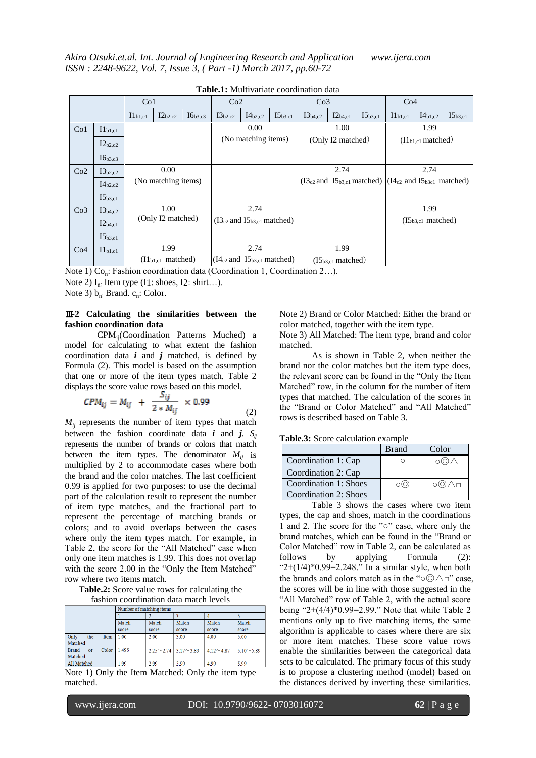**Table.1:** Multivariate coordination data

| | | Co1 | | | Co2 | | | Co3 | | | Co4 | | |
|---|---|---|---|---|---|---|---|---|---|---|---|---|---|
| | | $I1_{b1,c1}$ | $I2_{b2,c2}$ | $I6_{b3,c3}$ | $I3_{b2,c2}$ | $I4_{b2,c2}$ | $I5_{b3,c1}$ | $I3_{b4,c2}$ | $I2_{b4,c1}$ | $I5_{b3,c1}$ | $I1_{b1,c1}$ | $I4_{b1,c2}$ | $I5_{b3,c1}$ |
| Co1 | $I1_{b1,c1}$ | | | | 0.00 (No matching items) | | | 1.00 (Only I2 matched) | | | 1.99 ($I1_{b1,c1}$ matched) | | |
| | $I2_{b2,c2}$ | | | | | | | | | | | | |
| | $I6_{b3,c3}$ | | | | | | | | | | | | |
| Co2 | $I3_{b2,c2}$ | 0.00 (No matching items) | | | | | | 2.74 ($I3_{c2}$ and $I5_{b3,c1}$ matched) | | | 2.74 ($I4_{c2}$ and $I5_{b3c1}$ matched) | | |
| | $I4_{b2,c2}$ | | | | | | | | | | | | |
| | $I5_{b3,c1}$ | | | | | | | | | | | | |
| Co3 | $I3_{b4,c2}$ | 1.00 (Only I2 matched) | | | 2.74 ($I3_{c2}$ and $I5_{b3,c1}$ matched) | | | | | | 1.99 ($I5_{b3,c1}$ matched) | | |
| | $I2_{b4,c1}$ | | | | | | | | | | | | |
| | $I5_{b3,c1}$ | | | | | | | | | | | | |
| Co4 | $I1_{b1,c1}$ | 1.99 ($I1_{b1,c1}$ matched) | | | 2.74 ($I4_{c2}$ and $I5_{b3,c1}$ matched) | | | 1.99 ($I5_{b3,c1}$ matched) | | | | | |

Note 1) $Co_n$: Fashion coordination data (Coordination 1, Coordination 2…).
Note 2) $I_n$: Item type (I1: shoes, I2: shirt…).
Note 3) $b_n$: Brand. $c_n$: Color.

### Ⅲ-2 Calculating the similarities between the fashion coordination data

$CPM_{ij}$(Coordination Patterns Muched) a model for calculating to what extent the fashion coordination data $i$ and $j$ matched, is defined by Formula (2). This model is based on the assumption that one or more of the item types match. Table 2 displays the score value rows based on this model.

$$CPM_{ij} = M_{ij} + \frac{S_{ij}}{2 * M_{ij}} \times 0.99 \tag{2}$$

$M_{ij}$ represents the number of item types that match between the fashion coordinate data $i$ and $j$. $S_{ij}$ represents the number of brands or colors that match between the item types. The denominator $M_{ij}$ is multiplied by 2 to accommodate cases where both the brand and the color matches. The last coefficient 0.99 is applied for two purposes: to use the decimal part of the calculation result to represent the number of item type matches, and the fractional part to represent the percentage of matching brands or colors; and to avoid overlaps between the cases where only the item types match. For example, in Table 2, the score for the "All Matched" case when only one item matches is 1.99. This does not overlap with the score 2.00 in the "Only the Item Matched" row where two items match.

**Table.2:** Score value rows for calculating the fashion coordination data match levels

| | Number of matching items | | | | |
|---|---|---|---|---|---|
| | 1 | 2 | 3 | 4 | 5 |
| | Match score | Match score | Match score | Match score | Match score |
| Only the Item Matched | 1.00 | 2.00 | 3.00 | 4.00 | 5.00 |
| Brand or Color Matched | 1.495 | 2.25～2.74 | 3.17～3.83 | 4.12～4.87 | 5.10～5.89 |
| All Matched | 1.99 | 2.99 | 3.99 | 4.99 | 5.99 |

Note 1) Only the Item Matched: Only the item type matched.
Note 2) Brand or Color Matched: Either the brand or color matched, together with the item type.
Note 3) All Matched: The item type, brand and color matched.

As is shown in Table 2, when neither the brand nor the color matches but the item type does, the relevant score can be found in the "Only the Item Matched" row, in the column for the number of item types that matched. The calculation of the scores in the "Brand or Color Matched" and "All Matched" rows is described based on Table 3.

**Table.3:** Score calculation example

| | Brand | Color |
|---|---|---|
| Coordination 1: Cap | ○ | ○◎△ |
| Coordination 2: Cap | | |
| Coordination 1: Shoes | ○◎ | ○◎△□ |
| Coordination 2: Shoes | | |

Table 3 shows the cases where two item types, the cap and shoes, match in the coordinations 1 and 2. The score for the "○" case, where only the brand matches, which can be found in the "Brand or Color Matched" row in Table 2, can be calculated as follows by applying Formula (2): "2+(1/4)\*0.99=2.248." In a similar style, when both the brands and colors match as in the "○◎△□" case, the scores will be in line with those suggested in the "All Matched" row of Table 2, with the actual score being "2+(4/4)\*0.99=2.99." Note that while Table 2 mentions only up to five matching items, the same algorithm is applicable to cases where there are six or more item matches. These score value rows enable the similarities between the categorical data sets to be calculated. The primary focus of this study is to propose a clustering method (model) based on the distances derived by inverting these similarities.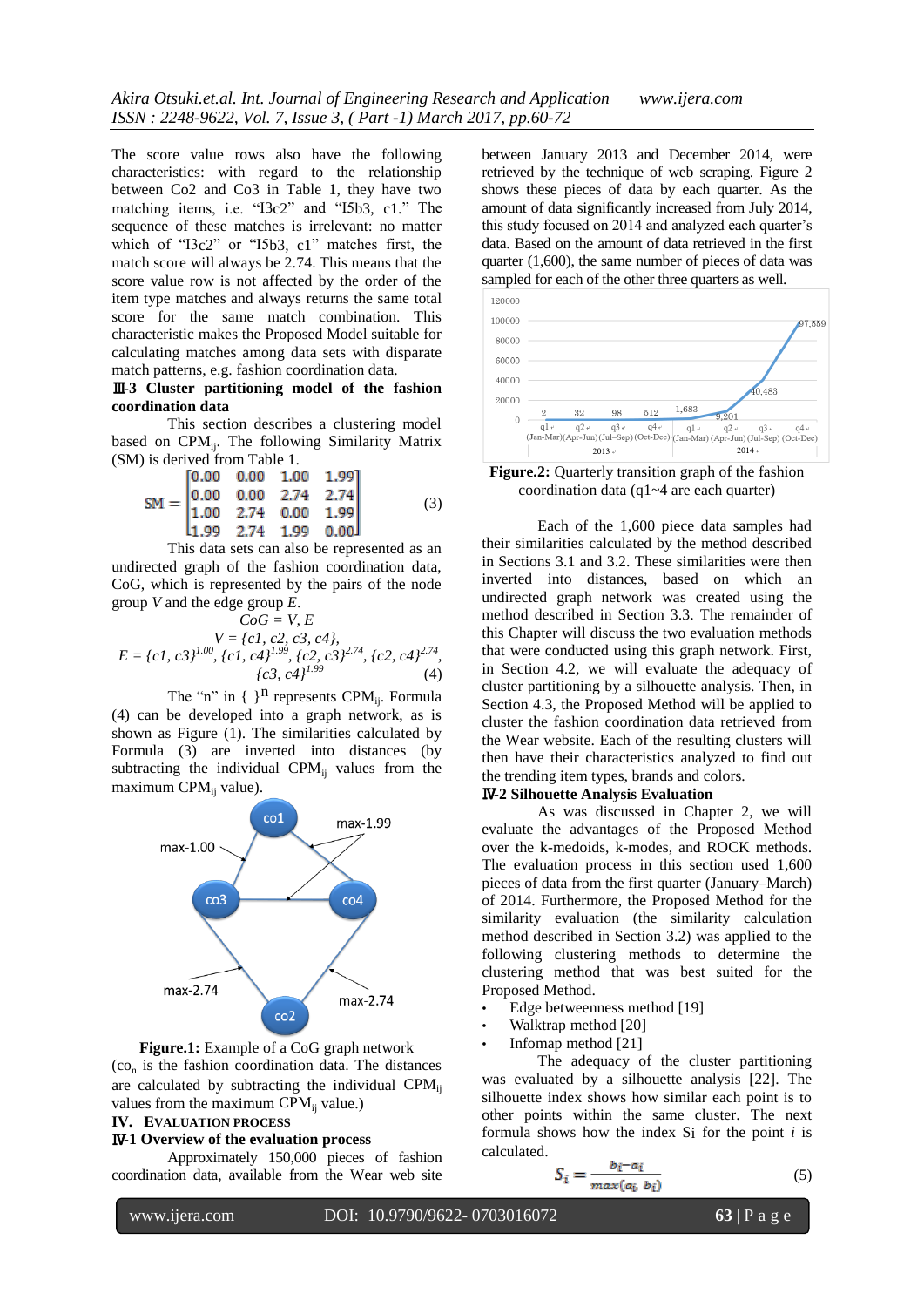The score value rows also have the following characteristics: with regard to the relationship between Co2 and Co3 in Table 1, they have two matching items, i.e. "I3c2" and "I5b3, c1." The sequence of these matches is irrelevant: no matter which of "I3c2" or "I5b3, c1" matches first, the match score will always be 2.74. This means that the score value row is not affected by the order of the item type matches and always returns the same total score for the same match combination. This characteristic makes the Proposed Model suitable for calculating matches among data sets with disparate match patterns, e.g. fashion coordination data.

### Ⅲ-3 Cluster partitioning model of the fashion coordination data

This section describes a clustering model based on $CPM_{ij}$. The following Similarity Matrix (SM) is derived from Table 1.

$$SM = \begin{bmatrix} 0.00 & 0.00 & 1.00 & 1.99 \\ 0.00 & 0.00 & 2.74 & 2.74 \\ 1.00 & 2.74 & 0.00 & 1.99 \\ 1.99 & 2.74 & 1.99 & 0.00 \end{bmatrix} \quad (3)$$

This data sets can also be represented as an undirected graph of the fashion coordination data, CoG, which is represented by the pairs of the node group $V$ and the edge group $E$.

$$CoG = V, E$$
$$V = \{c1, c2, c3, c4\},$$
$$E = \{c1, c3\}^{1.00}, \{c1, c4\}^{1.99}, \{c2, c3\}^{2.74}, \{c2, c4\}^{2.74}, \{c3, c4\}^{1.99} \quad (4)$$

The "n" in $\{\ \}^n$ represents $CPM_{ij}$. Formula (4) can be developed into a graph network, as is shown as Figure (1). The similarities calculated by Formula (3) are inverted into distances (by subtracting the individual $CPM_{ij}$ values from the maximum $CPM_{ij}$ value).

**Figure.1:** Example of a CoG graph network ($co_n$ is the fashion coordination data. The distances are calculated by subtracting the individual $CPM_{ij}$ values from the maximum $CPM_{ij}$ value.)

## IV. EVALUATION PROCESS

### Ⅳ-1 Overview of the evaluation process

Approximately 150,000 pieces of fashion coordination data, available from the Wear web site between January 2013 and December 2014, were retrieved by the technique of web scraping. Figure 2 shows these pieces of data by each quarter. As the amount of data significantly increased from July 2014, this study focused on 2014 and analyzed each quarter's data. Based on the amount of data retrieved in the first quarter (1,600), the same number of pieces of data was sampled for each of the other three quarters as well.

**Figure.2:** Quarterly transition graph of the fashion coordination data (q1~4 are each quarter)

Each of the 1,600 piece data samples had their similarities calculated by the method described in Sections 3.1 and 3.2. These similarities were then inverted into distances, based on which an undirected graph network was created using the method described in Section 3.3. The remainder of this Chapter will discuss the two evaluation methods that were conducted using this graph network. First, in Section 4.2, we will evaluate the adequacy of cluster partitioning by a silhouette analysis. Then, in Section 4.3, the Proposed Method will be applied to cluster the fashion coordination data retrieved from the Wear website. Each of the resulting clusters will then have their characteristics analyzed to find out the trending item types, brands and colors.

### Ⅳ-2 Silhouette Analysis Evaluation

As was discussed in Chapter 2, we will evaluate the advantages of the Proposed Method over the k-medoids, k-modes, and ROCK methods. The evaluation process in this section used 1,600 pieces of data from the first quarter (January–March) of 2014. Furthermore, the Proposed Method for the similarity evaluation (the similarity calculation method described in Section 3.2) was applied to the following clustering methods to determine the clustering method that was best suited for the Proposed Method.

- Edge betweenness method [19]
- Walktrap method [20]
- Infomap method [21]

The adequacy of the cluster partitioning was evaluated by a silhouette analysis [22]. The silhouette index shows how similar each point is to other points within the same cluster. The next formula shows how the index $S_i$ for the point $i$ is calculated.

$$S_i = \frac{b_i - a_i}{max(a_i, b_i)} \quad (5)$$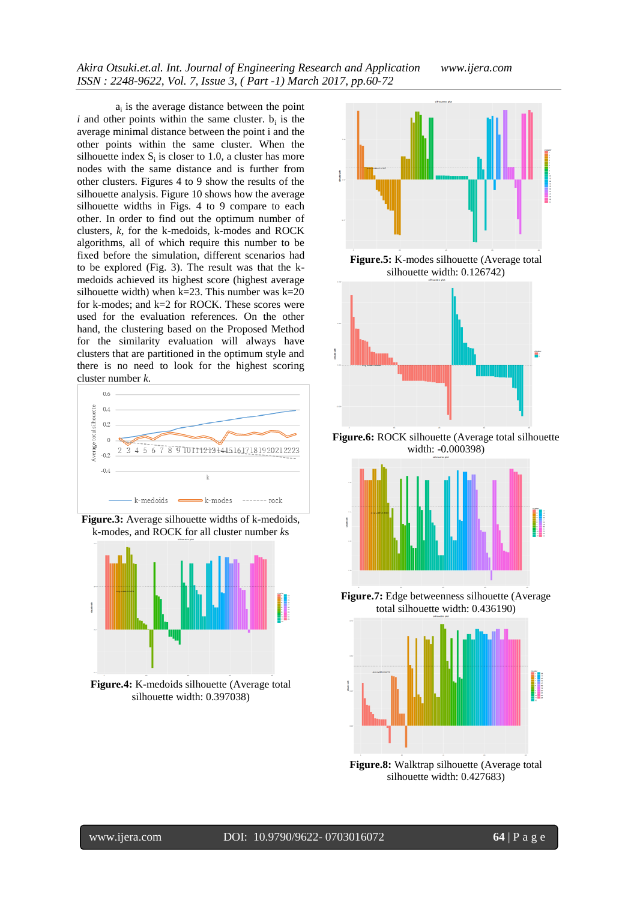$a_i$ is the average distance between the point $i$ and other points within the same cluster. $b_i$ is the average minimal distance between the point i and the other points within the same cluster. When the silhouette index $S_i$ is closer to 1.0, a cluster has more nodes with the same distance and is further from other clusters. Figures 4 to 9 show the results of the silhouette analysis. Figure 10 shows how the average silhouette widths in Figs. 4 to 9 compare to each other. In order to find out the optimum number of clusters, *k*, for the k-medoids, k-modes and ROCK algorithms, all of which require this number to be fixed before the simulation, different scenarios had to be explored (Fig. 3). The result was that the k-medoids achieved its highest score (highest average silhouette width) when k=23. This number was k=20 for k-modes; and k=2 for ROCK. These scores were used for the evaluation references. On the other hand, the clustering based on the Proposed Method for the similarity evaluation will always have clusters that are partitioned in the optimum style and there is no need to look for the highest scoring cluster number *k*.

**Figure.3:** Average silhouette widths of k-medoids, k-modes, and ROCK for all cluster number *k*s

**Figure.4:** K-medoids silhouette (Average total silhouette width: 0.397038)

**Figure.5:** K-modes silhouette (Average total silhouette width: 0.126742)

**Figure.6:** ROCK silhouette (Average total silhouette width: -0.000398)

**Figure.7:** Edge betweenness silhouette (Average total silhouette width: 0.436190)

**Figure.8:** Walktrap silhouette (Average total silhouette width: 0.427683)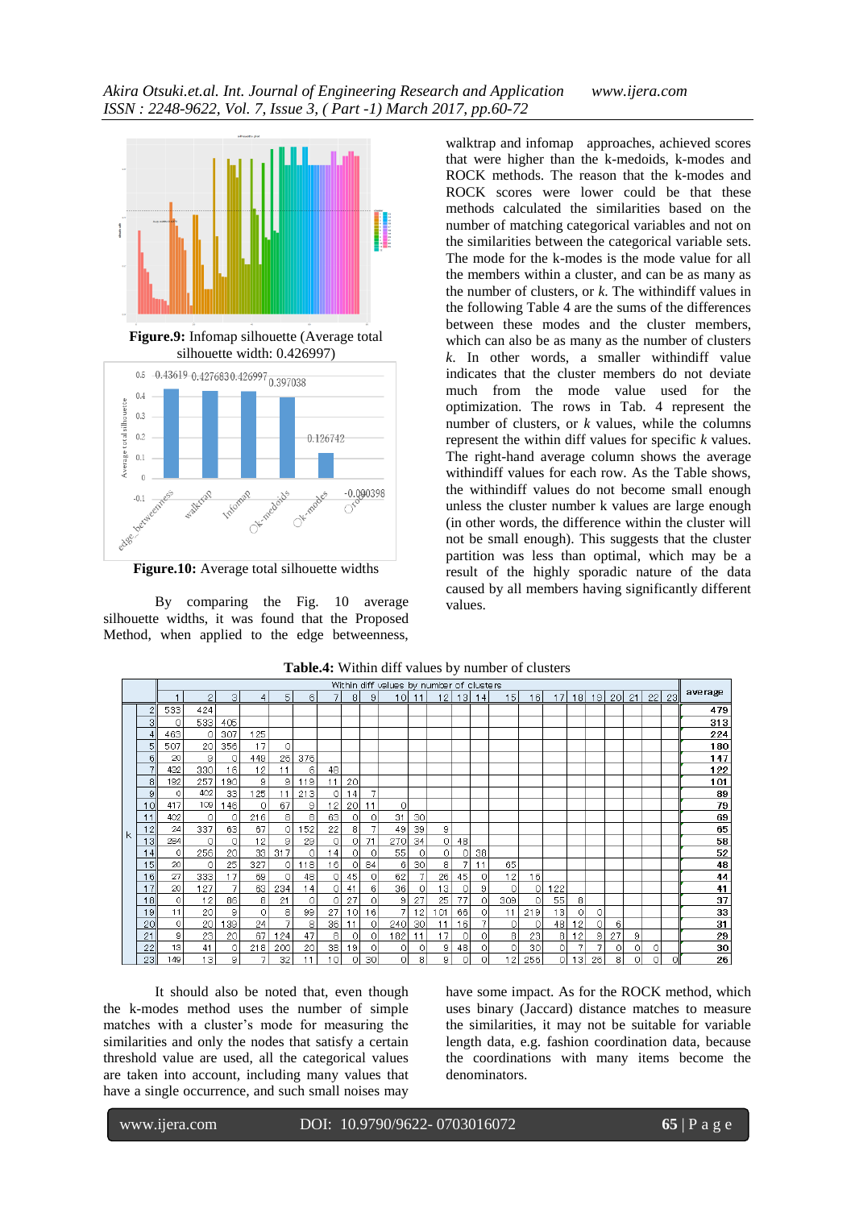walktrap and infomap approaches, achieved scores that were higher than the k-medoids, k-modes and ROCK methods. The reason that the k-modes and ROCK scores were lower could be that these methods calculated the similarities based on the number of matching categorical variables and not on the similarities between the categorical variable sets. The mode for the k-modes is the mode value for all the members within a cluster, and can be as many as the number of clusters, or *k*. The withindiff values in the following Table 4 are the sums of the differences between these modes and the cluster members, which can also be as many as the number of clusters *k*. In other words, a smaller withindiff value indicates that the cluster members do not deviate much from the mode value used for the optimization. The rows in Tab. 4 represent the number of clusters, or *k* values, while the columns represent the within diff values for specific *k* values. The right-hand average column shows the average withindiff values for each row. As the Table shows, the withindiff values do not become small enough unless the cluster number k values are large enough (in other words, the difference within the cluster will not be small enough). This suggests that the cluster partition was less than optimal, which may be a result of the highly sporadic nature of the data caused by all members having significantly different values.

**Figure.9:** Infomap silhouette (Average total silhouette width: 0.426997)

**Figure.10:** Average total silhouette widths

By comparing the Fig. 10 average silhouette widths, it was found that the Proposed Method, when applied to the edge betweenness,

**Table.4:** Within diff values by number of clusters

| k | 1 | 2 | 3 | 4 | 5 | 6 | 7 | 8 | 9 | 10 | 11 | 12 | 13 | 14 | 15 | 16 | 17 | 18 | 19 | 20 | 21 | 22 | 23 | average |
|---|---|---|---|---|---|---|---|---|---|---|---|---|---|---|---|---|---|---|---|---|---|---|---|---|
| | Within diff values by number of clusters | | | | | | | | | | | | | | | | | | | | | | | |
| 2 | 533 | 424 | | | | | | | | | | | | | | | | | | | | | | 479 |
| 3 | 0 | 533 | 406 | | | | | | | | | | | | | | | | | | | | | 313 |
| 4 | 463 | 0 | 307 | 125 | | | | | | | | | | | | | | | | | | | | 224 |
| 5 | 507 | 20 | 356 | 17 | 0 | | | | | | | | | | | | | | | | | | | 180 |
| 6 | 20 | 9 | 0 | 448 | 26 | 376 | | | | | | | | | | | | | | | | | | 147 |
| 7 | 432 | 330 | 16 | 12 | 11 | 6 | 48 | | | | | | | | | | | | | | | | | 122 |
| 8 | 192 | 257 | 190 | 9 | 9 | 119 | 11 | 20 | | | | | | | | | | | | | | | | 101 |
| 9 | 0 | 402 | 33 | 125 | 11 | 213 | 0 | 14 | 7 | | | | | | | | | | | | | | | 89 |
| 10 | 417 | 109 | 146 | 0 | 67 | 9 | 12 | 20 | 11 | 0 | | | | | | | | | | | | | | 79 |
| 11 | 402 | 0 | 0 | 216 | 6 | 6 | 63 | 0 | 0 | 31 | 30 | | | | | | | | | | | | | 69 |
| 12 | 24 | 337 | 63 | 67 | 0 | 152 | 22 | 8 | 7 | 49 | 39 | 9 | | | | | | | | | | | | 65 |
| 13 | 284 | 0 | 0 | 12 | 9 | 29 | 0 | 0 | 71 | 270 | 34 | 0 | 48 | | | | | | | | | | | 58 |
| 14 | 0 | 256 | 20 | 33 | 317 | 0 | 14 | 0 | 0 | 55 | 0 | 0 | 0 | 38 | | | | | | | | | | 52 |
| 15 | 20 | 0 | 25 | 327 | 0 | 118 | 16 | 0 | 84 | 6 | 30 | 8 | 7 | 11 | 65 | | | | | | | | | 48 |
| 16 | 27 | 333 | 17 | 59 | 0 | 48 | 0 | 45 | 0 | 62 | 7 | 26 | 45 | 0 | 12 | 16 | | | | | | | | 44 |
| 17 | 20 | 127 | 7 | 63 | 234 | 14 | 0 | 41 | 6 | 36 | 0 | 13 | 0 | 9 | 0 | 0 | 122 | | | | | | | 41 |
| 18 | 0 | 12 | 86 | 6 | 21 | 0 | 0 | 27 | 0 | 9 | 27 | 25 | 77 | 0 | 309 | 0 | 55 | 6 | | | | | | 37 |
| 19 | 11 | 20 | 9 | 0 | 6 | 99 | 27 | 10 | 16 | 7 | 12 | 101 | 66 | 0 | 11 | 219 | 13 | 0 | 0 | | | | | 33 |
| 20 | 0 | 20 | 139 | 24 | 7 | 8 | 36 | 11 | 0 | 240 | 30 | 11 | 16 | 7 | 0 | 0 | 48 | 12 | 0 | 6 | | | | 31 |
| 21 | 9 | 23 | 20 | 67 | 124 | 47 | 8 | 0 | 0 | 182 | 11 | 17 | 0 | 0 | 8 | 23 | 8 | 12 | 9 | 27 | 9 | | | 29 |
| 22 | 13 | 41 | 0 | 218 | 200 | 20 | 38 | 19 | 0 | 0 | 0 | 9 | 48 | 0 | 0 | 30 | 0 | 7 | 7 | 0 | 0 | 0 | | 30 |
| 23 | 149 | 13 | 9 | 7 | 32 | 11 | 10 | 0 | 30 | 0 | 8 | 9 | 0 | 0 | 12 | 256 | 0 | 13 | 26 | 8 | 0 | 0 | 0 | 26 |

It should also be noted that, even though the k-modes method uses the number of simple matches with a cluster's mode for measuring the similarities and only the nodes that satisfy a certain threshold value are used, all the categorical values are taken into account, including many values that have a single occurrence, and such small noises may have some impact. As for the ROCK method, which uses binary (Jaccard) distance matches to measure the similarities, it may not be suitable for variable length data, e.g. fashion coordination data, because the coordinations with many items become the denominators.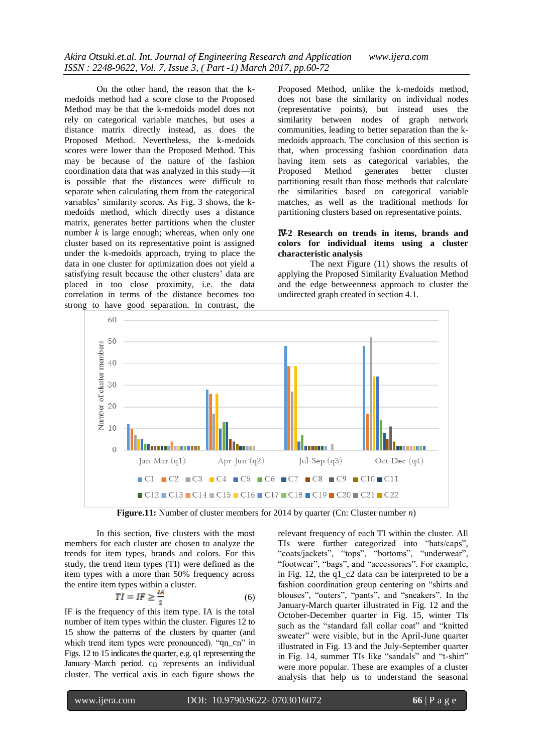On the other hand, the reason that the k-medoids method had a score close to the Proposed Method may be that the k-medoids model does not rely on categorical variable matches, but uses a distance matrix directly instead, as does the Proposed Method. Nevertheless, the k-medoids scores were lower than the Proposed Method. This may be because of the nature of the fashion coordination data that was analyzed in this study—it is possible that the distances were difficult to separate when calculating them from the categorical variables' similarity scores. As Fig. 3 shows, the k-medoids method, which directly uses a distance matrix, generates better partitions when the cluster number *k* is large enough; whereas, when only one cluster based on its representative point is assigned under the k-medoids approach, trying to place the data in one cluster for optimization does not yield a satisfying result because the other clusters' data are placed in too close proximity, i.e. the data correlation in terms of the distance becomes too strong to have good separation. In contrast, the Proposed Method, unlike the k-medoids method, does not base the similarity on individual nodes (representative points), but instead uses the similarity between nodes of graph network communities, leading to better separation than the k-medoids approach. The conclusion of this section is that, when processing fashion coordination data having item sets as categorical variables, the Proposed Method generates better cluster partitioning result than those methods that calculate the similarities based on categorical variable matches, as well as the traditional methods for partitioning clusters based on representative points.

### Ⅳ-2 Research on trends in items, brands and colors for individual items using a cluster characteristic analysis

The next Figure (11) shows the results of applying the Proposed Similarity Evaluation Method and the edge betweenness approach to cluster the undirected graph created in section 4.1.

**Figure.11:** Number of cluster members for 2014 by quarter (Cn: Cluster number *n*)

In this section, five clusters with the most members for each cluster are chosen to analyze the trends for item types, brands and colors. For this study, the trend item types (TI) were defined as the item types with a more than 50% frequency across the entire item types within a cluster.

$$TI = IF \geq \frac{IA}{2} \qquad (6)$$

IF is the frequency of this item type. IA is the total number of item types within the cluster. Figures 12 to 15 show the patterns of the clusters by quarter (and which trend item types were pronounced). "qn_cn" in Figs. 12 to 15 indicates the quarter, e.g. q1 representing the January–March period. cn represents an individual cluster. The vertical axis in each figure shows the relevant frequency of each TI within the cluster. All TIs were further categorized into "hats/caps", "coats/jackets", "tops", "bottoms", "underwear", "footwear", "bags", and "accessories". For example, in Fig. 12, the q1_c2 data can be interpreted to be a fashion coordination group centering on "shirts and blouses", "outers", "pants", and "sneakers". In the January-March quarter illustrated in Fig. 12 and the October-December quarter in Fig. 15, winter TIs such as the "standard fall collar coat" and "knitted sweater" were visible, but in the April-June quarter illustrated in Fig. 13 and the July-September quarter in Fig. 14, summer TIs like "sandals" and "t-shirt" were more popular. These are examples of a cluster analysis that help us to understand the seasonal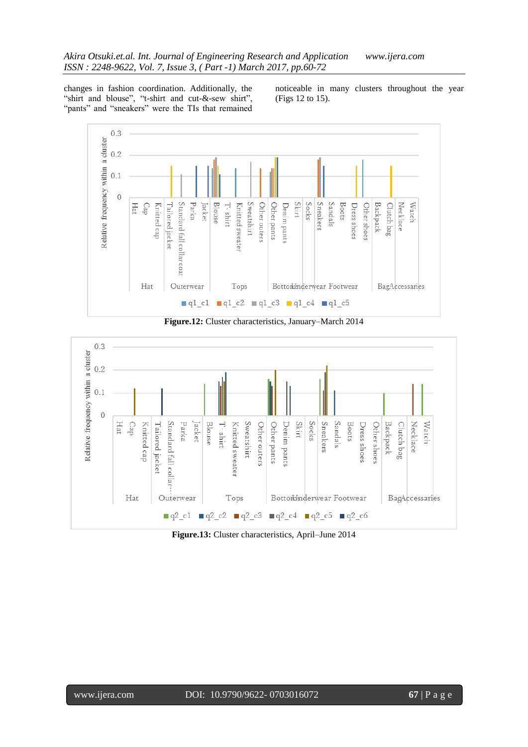changes in fashion coordination. Additionally, the "shirt and blouse", "t-shirt and cut-&-sew shirt", "pants" and "sneakers" were the TIs that remained noticeable in many clusters throughout the year (Figs 12 to 15).

**Figure.12:** Cluster characteristics, January–March 2014

**Figure.13:** Cluster characteristics, April–June 2014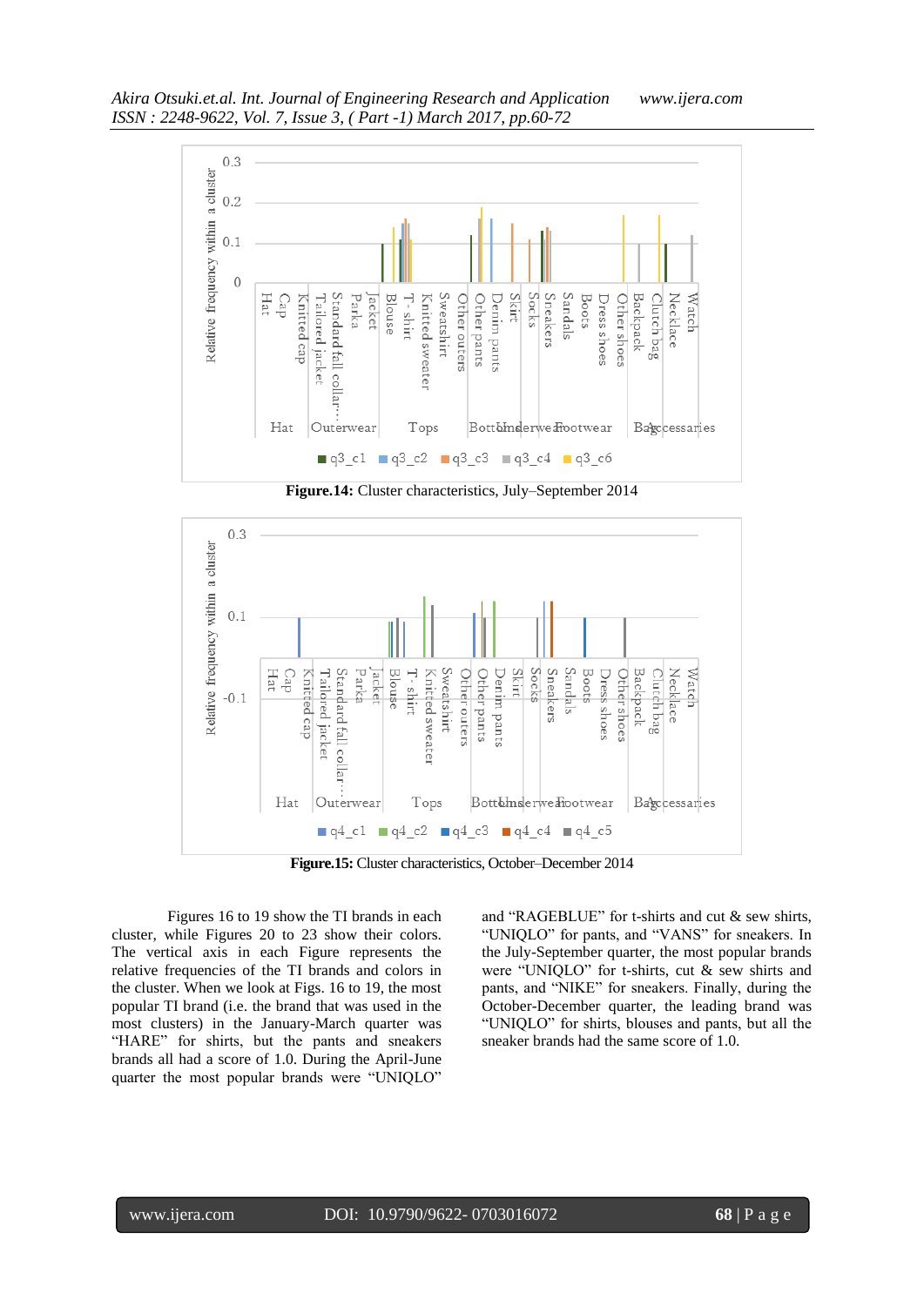**Figure.14:** Cluster characteristics, July–September 2014

**Figure.15:** Cluster characteristics, October–December 2014

Figures 16 to 19 show the TI brands in each cluster, while Figures 20 to 23 show their colors. The vertical axis in each Figure represents the relative frequencies of the TI brands and colors in the cluster. When we look at Figs. 16 to 19, the most popular TI brand (i.e. the brand that was used in the most clusters) in the January-March quarter was "HARE" for shirts, but the pants and sneakers brands all had a score of 1.0. During the April-June quarter the most popular brands were "UNIQLO" and "RAGEBLUE" for t-shirts and cut & sew shirts, "UNIQLO" for pants, and "VANS" for sneakers. In the July-September quarter, the most popular brands were "UNIQLO" for t-shirts, cut & sew shirts and pants, and "NIKE" for sneakers. Finally, during the October-December quarter, the leading brand was "UNIQLO" for shirts, blouses and pants, but all the sneaker brands had the same score of 1.0.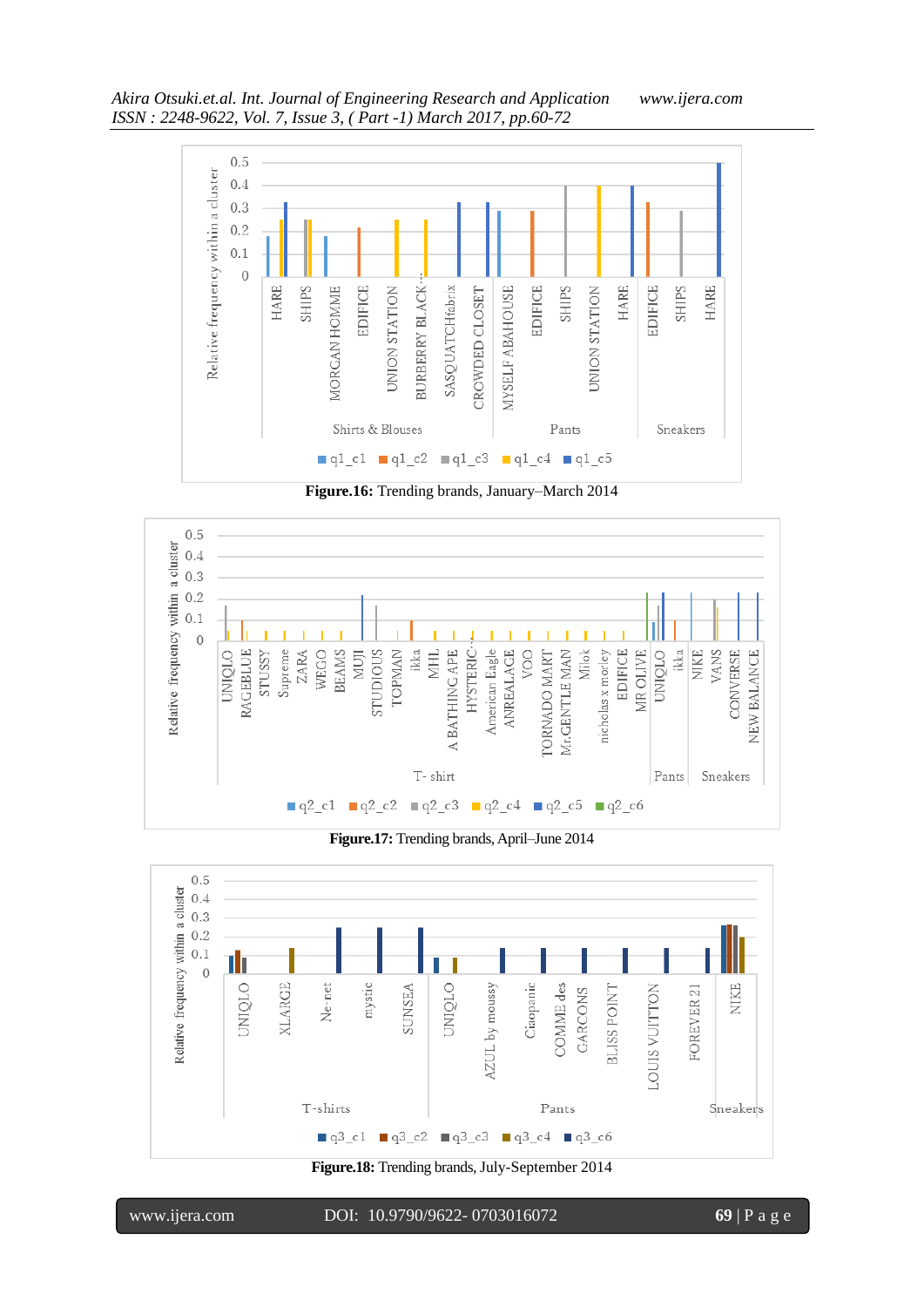Figure.16: Trending brands, January–March 2014

Figure.17: Trending brands, April–June 2014

Figure.18: Trending brands, July-September 2014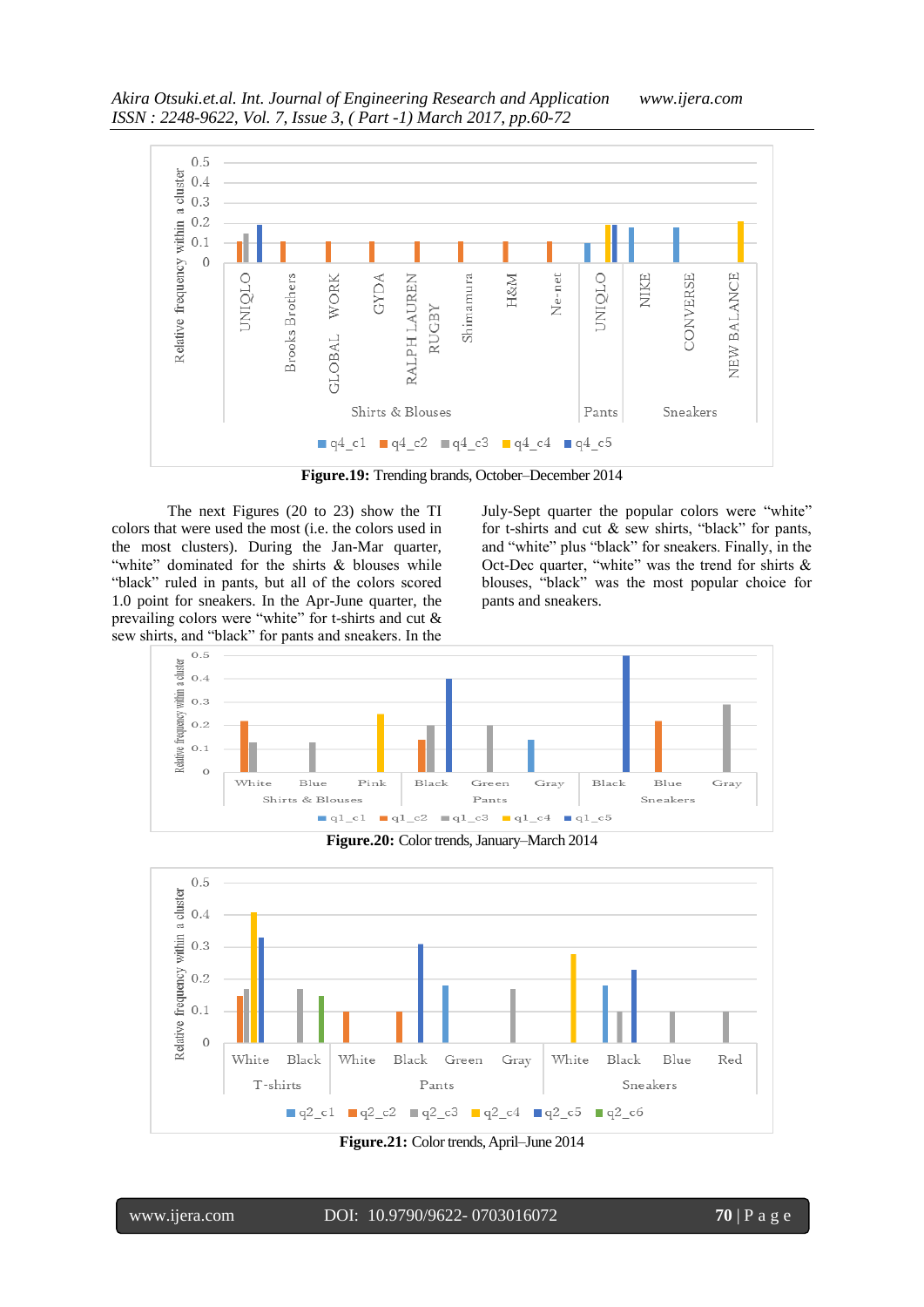**Figure.19:** Trending brands, October–December 2014

The next Figures (20 to 23) show the TI colors that were used the most (i.e. the colors used in the most clusters). During the Jan-Mar quarter, "white" dominated for the shirts & blouses while "black" ruled in pants, but all of the colors scored 1.0 point for sneakers. In the Apr-June quarter, the prevailing colors were "white" for t-shirts and cut & sew shirts, and "black" for pants and sneakers. In the July-Sept quarter the popular colors were "white" for t-shirts and cut & sew shirts, "black" for pants, and "white" plus "black" for sneakers. Finally, in the Oct-Dec quarter, "white" was the trend for shirts & blouses, "black" was the most popular choice for pants and sneakers.

**Figure.20:** Color trends, January–March 2014

**Figure.21:** Color trends, April–June 2014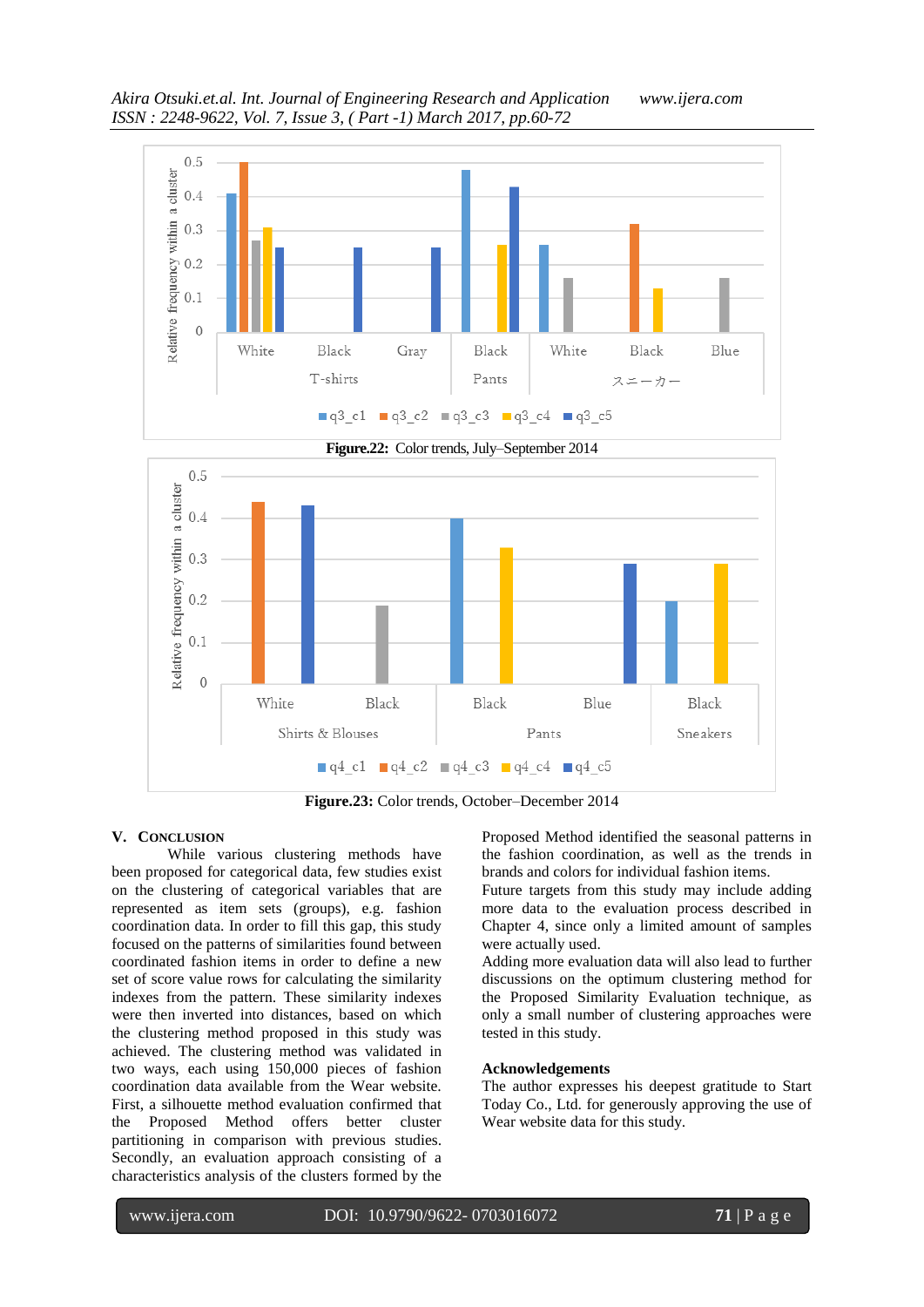**Figure.22:** Color trends, July–September 2014

**Figure.23:** Color trends, October–December 2014

## V. CONCLUSION

While various clustering methods have been proposed for categorical data, few studies exist on the clustering of categorical variables that are represented as item sets (groups), e.g. fashion coordination data. In order to fill this gap, this study focused on the patterns of similarities found between coordinated fashion items in order to define a new set of score value rows for calculating the similarity indexes from the pattern. These similarity indexes were then inverted into distances, based on which the clustering method proposed in this study was achieved. The clustering method was validated in two ways, each using 150,000 pieces of fashion coordination data available from the Wear website. First, a silhouette method evaluation confirmed that the Proposed Method offers better cluster partitioning in comparison with previous studies. Secondly, an evaluation approach consisting of a characteristics analysis of the clusters formed by the Proposed Method identified the seasonal patterns in the fashion coordination, as well as the trends in brands and colors for individual fashion items.

Future targets from this study may include adding more data to the evaluation process described in Chapter 4, since only a limited amount of samples were actually used.

Adding more evaluation data will also lead to further discussions on the optimum clustering method for the Proposed Similarity Evaluation technique, as only a small number of clustering approaches were tested in this study.

### Acknowledgements

The author expresses his deepest gratitude to Start Today Co., Ltd. for generously approving the use of Wear website data for this study.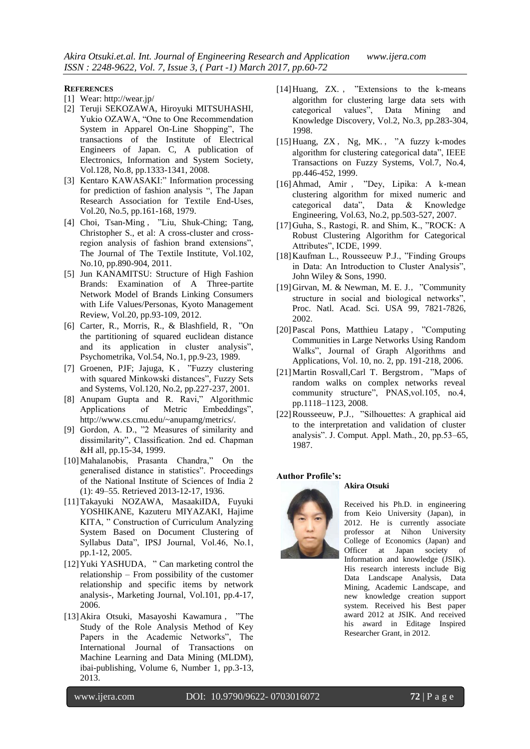**REFERENCES**

[1] Wear: http://wear.jp/

[2] Teruji SEKOZAWA, Hiroyuki MITSUHASHI, Yukio OZAWA, "One to One Recommendation System in Apparel On-Line Shopping", The transactions of the Institute of Electrical Engineers of Japan. C, A publication of Electronics, Information and System Society, Vol.128, No.8, pp.1333-1341, 2008.

[3] Kentaro KAWASAKI:" Information processing for prediction of fashion analysis ", The Japan Research Association for Textile End-Uses, Vol.20, No.5, pp.161-168, 1979.

[4] Choi, Tsan-Ming , "Liu, Shuk-Ching; Tang, Christopher S., et al: A cross-cluster and cross-region analysis of fashion brand extensions", The Journal of The Textile Institute, Vol.102, No.10, pp.890-904, 2011.

[5] Jun KANAMITSU: Structure of High Fashion Brands: Examination of A Three-partite Network Model of Brands Linking Consumers with Life Values/Personas, Kyoto Management Review, Vol.20, pp.93-109, 2012.

[6] Carter, R., Morris, R., & Blashfield, R , "On the partitioning of squared euclidean distance and its application in cluster analysis", Psychometrika, Vol.54, No.1, pp.9-23, 1989.

[7] Groenen, PJF; Jajuga, K , "Fuzzy clustering with squared Minkowski distances", Fuzzy Sets and Systems, Vol.120, No.2, pp.227-237, 2001.

[8] Anupam Gupta and R. Ravi," Algorithmic Applications of Metric Embeddings", http://www.cs.cmu.edu/~anupamg/metrics/.

[9] Gordon, A. D., "2 Measures of similarity and dissimilarity", Classification. 2nd ed. Chapman &H all, pp.15-34, 1999.

[10] Mahalanobis, Prasanta Chandra," On the generalised distance in statistics". Proceedings of the National Institute of Sciences of India 2 (1): 49–55. Retrieved 2013-12-17, 1936.

[11] Takayuki NOZAWA, MasaakiIDA, Fuyuki YOSHIKANE, Kazuteru MIYAZAKI, Hajime KITA, " Construction of Curriculum Analyzing System Based on Document Clustering of Syllabus Data", IPSJ Journal, Vol.46, No.1, pp.1-12, 2005.

[12] Yuki YASHUDA, " Can marketing control the relationship – From possibility of the customer relationship and specific items by network analysis-, Marketing Journal, Vol.101, pp.4-17, 2006.

[13] Akira Otsuki, Masayoshi Kawamura , "The Study of the Role Analysis Method of Key Papers in the Academic Networks", The International Journal of Transactions on Machine Learning and Data Mining (MLDM), ibai-publishing, Volume 6, Number 1, pp.3-13, 2013.

[14] Huang, ZX. , "Extensions to the k-means algorithm for clustering large data sets with categorical values", Data Mining and Knowledge Discovery, Vol.2, No.3, pp.283-304, 1998.

[15] Huang, ZX , Ng, MK. , "A fuzzy k-modes algorithm for clustering categorical data", IEEE Transactions on Fuzzy Systems, Vol.7, No.4, pp.446-452, 1999.

[16] Ahmad, Amir , "Dey, Lipika: A k-mean clustering algorithm for mixed numeric and categorical data", Data & Knowledge Engineering, Vol.63, No.2, pp.503-527, 2007.

[17] Guha, S., Rastogi, R. and Shim, K., "ROCK: A Robust Clustering Algorithm for Categorical Attributes", ICDE, 1999.

[18] Kaufman L., Rousseeuw P.J., "Finding Groups in Data: An Introduction to Cluster Analysis", John Wiley & Sons, 1990.

[19] Girvan, M. & Newman, M. E. J., "Community structure in social and biological networks", Proc. Natl. Acad. Sci. USA 99, 7821-7826, 2002.

[20] Pascal Pons, Matthieu Latapy , "Computing Communities in Large Networks Using Random Walks", Journal of Graph Algorithms and Applications, Vol. 10, no. 2, pp. 191-218, 2006.

[21] Martin Rosvall,Carl T. Bergstrom , "Maps of random walks on complex networks reveal community structure", PNAS,vol.105, no.4, pp.1118–1123, 2008.

[22] Rousseeuw, P.J., "Silhouettes: A graphical aid to the interpretation and validation of cluster analysis". J. Comput. Appl. Math., 20, pp.53–65, 1987.

**Author Profile's:**

**Akira Otsuki**

Received his Ph.D. in engineering from Keio University (Japan), in 2012. He is currently associate professor at Nihon University College of Economics (Japan) and Officer at Japan society of Information and knowledge (JSIK). His research interests include Big Data Landscape Analysis, Data Mining, Academic Landscape, and new knowledge creation support system. Received his Best paper award 2012 at JSIK. And received his award in Editage Inspired Researcher Grant, in 2012.